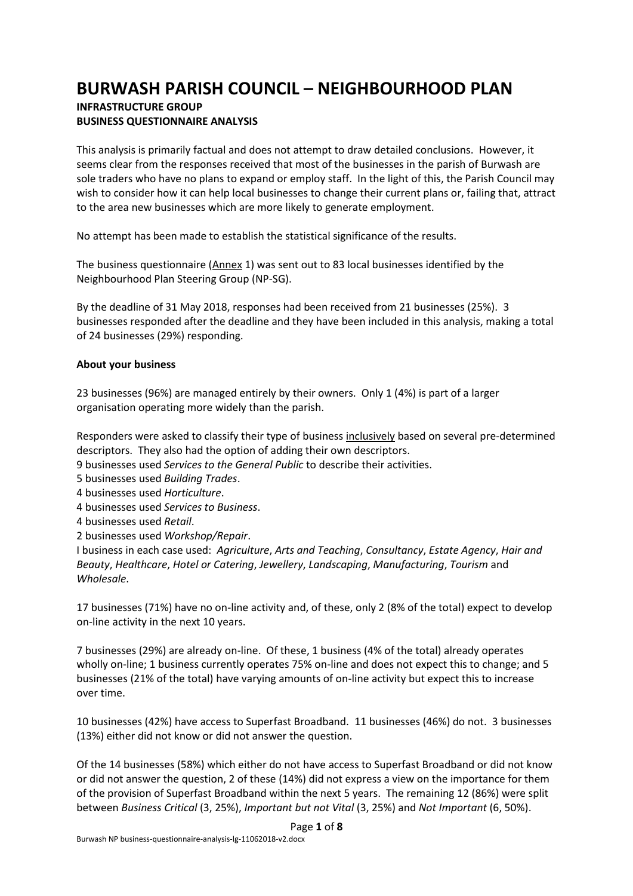# BURWASH PARISH COUNCIL – NEIGHBOURHOOD PLAN

**INFRASTRUCTURE GROUP**
**BUSINESS QUESTIONNAIRE ANALYSIS**

This analysis is primarily factual and does not attempt to draw detailed conclusions. However, it seems clear from the responses received that most of the businesses in the parish of Burwash are sole traders who have no plans to expand or employ staff. In the light of this, the Parish Council may wish to consider how it can help local businesses to change their current plans or, failing that, attract to the area new businesses which are more likely to generate employment.

No attempt has been made to establish the statistical significance of the results.

The business questionnaire (Annex 1) was sent out to 83 local businesses identified by the Neighbourhood Plan Steering Group (NP-SG).

By the deadline of 31 May 2018, responses had been received from 21 businesses (25%). 3 businesses responded after the deadline and they have been included in this analysis, making a total of 24 businesses (29%) responding.

**About your business**

23 businesses (96%) are managed entirely by their owners. Only 1 (4%) is part of a larger organisation operating more widely than the parish.

Responders were asked to classify their type of business inclusively based on several pre-determined descriptors. They also had the option of adding their own descriptors.
9 businesses used *Services to the General Public* to describe their activities.
5 businesses used *Building Trades*.
4 businesses used *Horticulture*.
4 businesses used *Services to Business*.
4 businesses used *Retail*.
2 businesses used *Workshop/Repair*.
I business in each case used: *Agriculture*, *Arts and Teaching*, *Consultancy*, *Estate Agency*, *Hair and Beauty*, *Healthcare*, *Hotel or Catering*, *Jewellery*, *Landscaping*, *Manufacturing*, *Tourism* and *Wholesale*.

17 businesses (71%) have no on-line activity and, of these, only 2 (8% of the total) expect to develop on-line activity in the next 10 years.

7 businesses (29%) are already on-line. Of these, 1 business (4% of the total) already operates wholly on-line; 1 business currently operates 75% on-line and does not expect this to change; and 5 businesses (21% of the total) have varying amounts of on-line activity but expect this to increase over time.

10 businesses (42%) have access to Superfast Broadband. 11 businesses (46%) do not. 3 businesses (13%) either did not know or did not answer the question.

Of the 14 businesses (58%) which either do not have access to Superfast Broadband or did not know or did not answer the question, 2 of these (14%) did not express a view on the importance for them of the provision of Superfast Broadband within the next 5 years. The remaining 12 (86%) were split between *Business Critical* (3, 25%), *Important but not Vital* (3, 25%) and *Not Important* (6, 50%).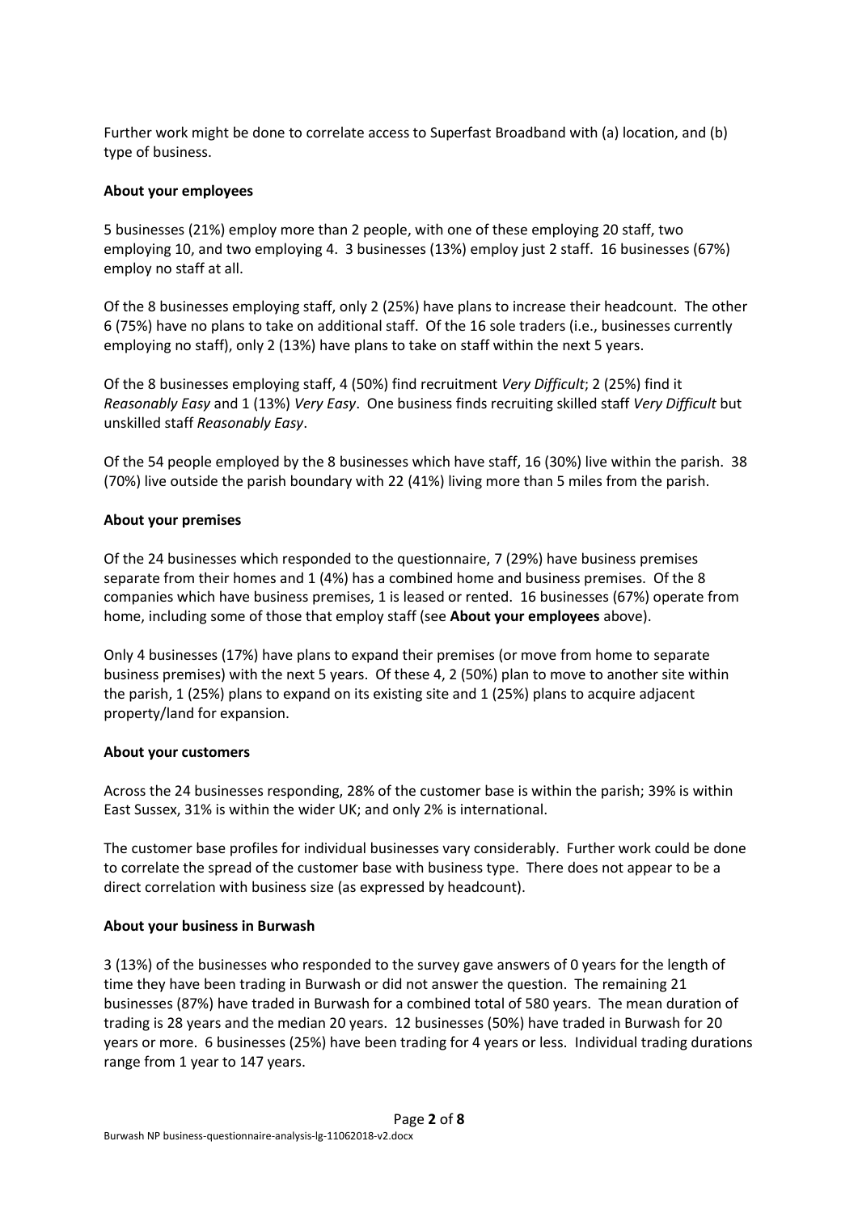Further work might be done to correlate access to Superfast Broadband with (a) location, and (b) type of business.

**About your employees**

5 businesses (21%) employ more than 2 people, with one of these employing 20 staff, two employing 10, and two employing 4. 3 businesses (13%) employ just 2 staff. 16 businesses (67%) employ no staff at all.

Of the 8 businesses employing staff, only 2 (25%) have plans to increase their headcount. The other 6 (75%) have no plans to take on additional staff. Of the 16 sole traders (i.e., businesses currently employing no staff), only 2 (13%) have plans to take on staff within the next 5 years.

Of the 8 businesses employing staff, 4 (50%) find recruitment *Very Difficult*; 2 (25%) find it *Reasonably Easy* and 1 (13%) *Very Easy*. One business finds recruiting skilled staff *Very Difficult* but unskilled staff *Reasonably Easy*.

Of the 54 people employed by the 8 businesses which have staff, 16 (30%) live within the parish. 38 (70%) live outside the parish boundary with 22 (41%) living more than 5 miles from the parish.

**About your premises**

Of the 24 businesses which responded to the questionnaire, 7 (29%) have business premises separate from their homes and 1 (4%) has a combined home and business premises. Of the 8 companies which have business premises, 1 is leased or rented. 16 businesses (67%) operate from home, including some of those that employ staff (see **About your employees** above).

Only 4 businesses (17%) have plans to expand their premises (or move from home to separate business premises) with the next 5 years. Of these 4, 2 (50%) plan to move to another site within the parish, 1 (25%) plans to expand on its existing site and 1 (25%) plans to acquire adjacent property/land for expansion.

**About your customers**

Across the 24 businesses responding, 28% of the customer base is within the parish; 39% is within East Sussex, 31% is within the wider UK; and only 2% is international.

The customer base profiles for individual businesses vary considerably. Further work could be done to correlate the spread of the customer base with business type. There does not appear to be a direct correlation with business size (as expressed by headcount).

**About your business in Burwash**

3 (13%) of the businesses who responded to the survey gave answers of 0 years for the length of time they have been trading in Burwash or did not answer the question. The remaining 21 businesses (87%) have traded in Burwash for a combined total of 580 years. The mean duration of trading is 28 years and the median 20 years. 12 businesses (50%) have traded in Burwash for 20 years or more. 6 businesses (25%) have been trading for 4 years or less. Individual trading durations range from 1 year to 147 years.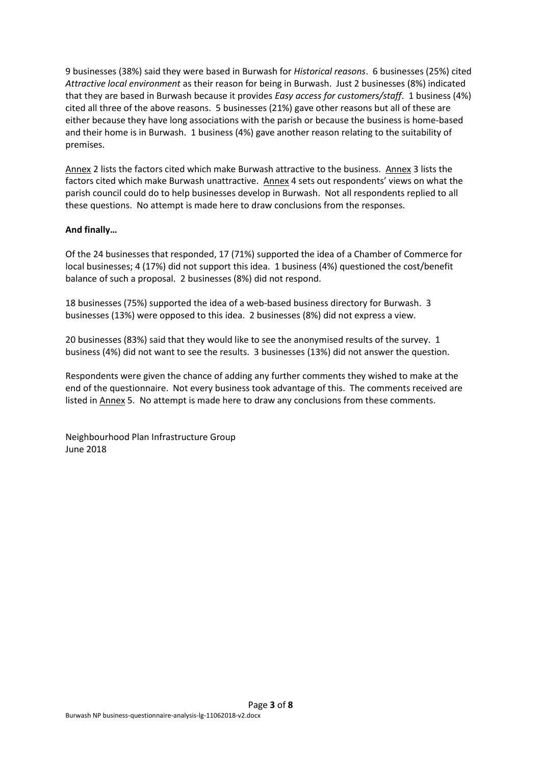9 businesses (38%) said they were based in Burwash for *Historical reasons*. 6 businesses (25%) cited *Attractive local environment* as their reason for being in Burwash. Just 2 businesses (8%) indicated that they are based in Burwash because it provides *Easy access for customers/staff*. 1 business (4%) cited all three of the above reasons. 5 businesses (21%) gave other reasons but all of these are either because they have long associations with the parish or because the business is home-based and their home is in Burwash. 1 business (4%) gave another reason relating to the suitability of premises.

Annex 2 lists the factors cited which make Burwash attractive to the business. Annex 3 lists the factors cited which make Burwash unattractive. Annex 4 sets out respondents' views on what the parish council could do to help businesses develop in Burwash. Not all respondents replied to all these questions. No attempt is made here to draw conclusions from the responses.

**And finally…**

Of the 24 businesses that responded, 17 (71%) supported the idea of a Chamber of Commerce for local businesses; 4 (17%) did not support this idea. 1 business (4%) questioned the cost/benefit balance of such a proposal. 2 businesses (8%) did not respond.

18 businesses (75%) supported the idea of a web-based business directory for Burwash. 3 businesses (13%) were opposed to this idea. 2 businesses (8%) did not express a view.

20 businesses (83%) said that they would like to see the anonymised results of the survey. 1 business (4%) did not want to see the results. 3 businesses (13%) did not answer the question.

Respondents were given the chance of adding any further comments they wished to make at the end of the questionnaire. Not every business took advantage of this. The comments received are listed in Annex 5. No attempt is made here to draw any conclusions from these comments.

Neighbourhood Plan Infrastructure Group
June 2018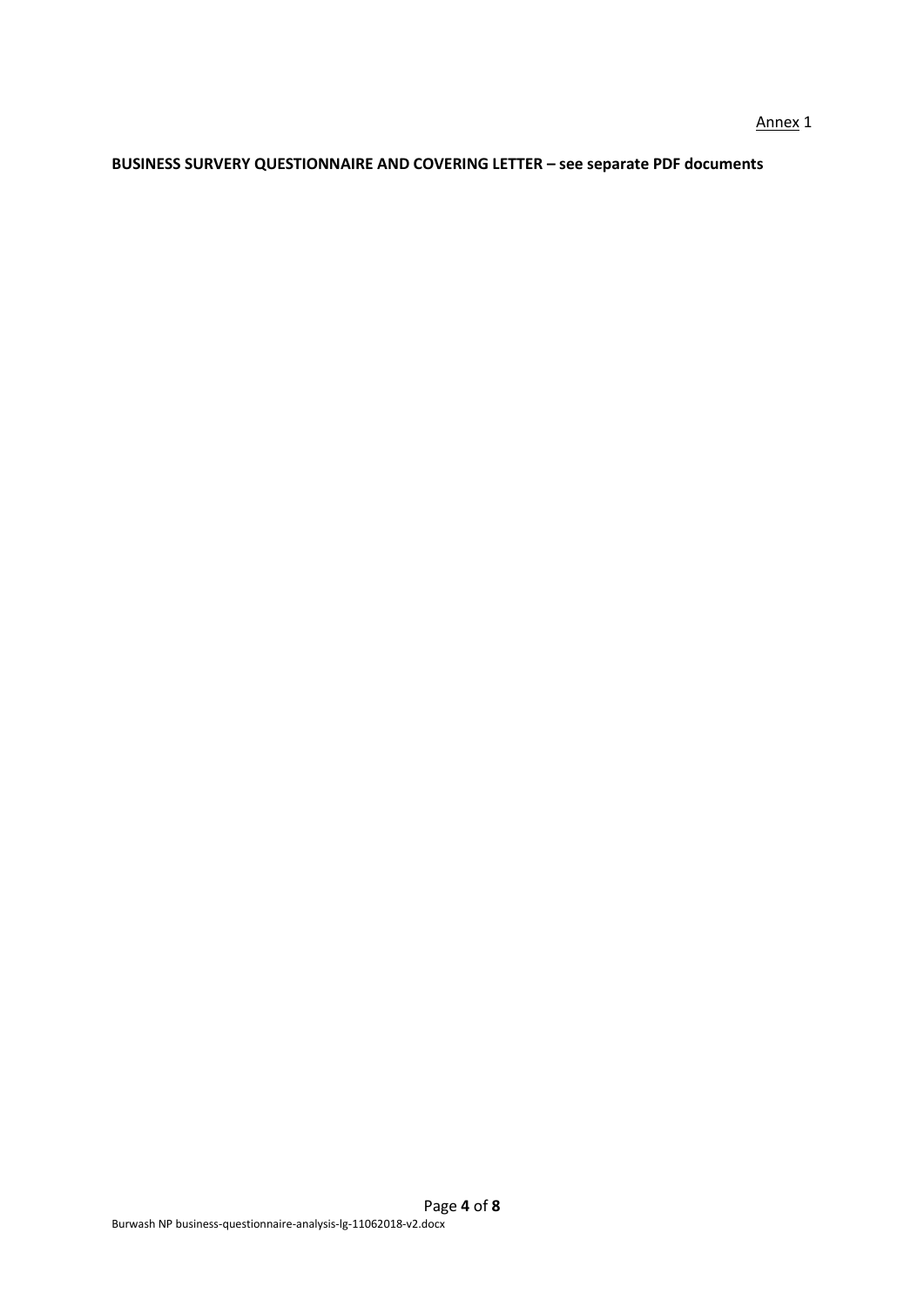Annex 1

**BUSINESS SURVERY QUESTIONNAIRE AND COVERING LETTER – see separate PDF documents**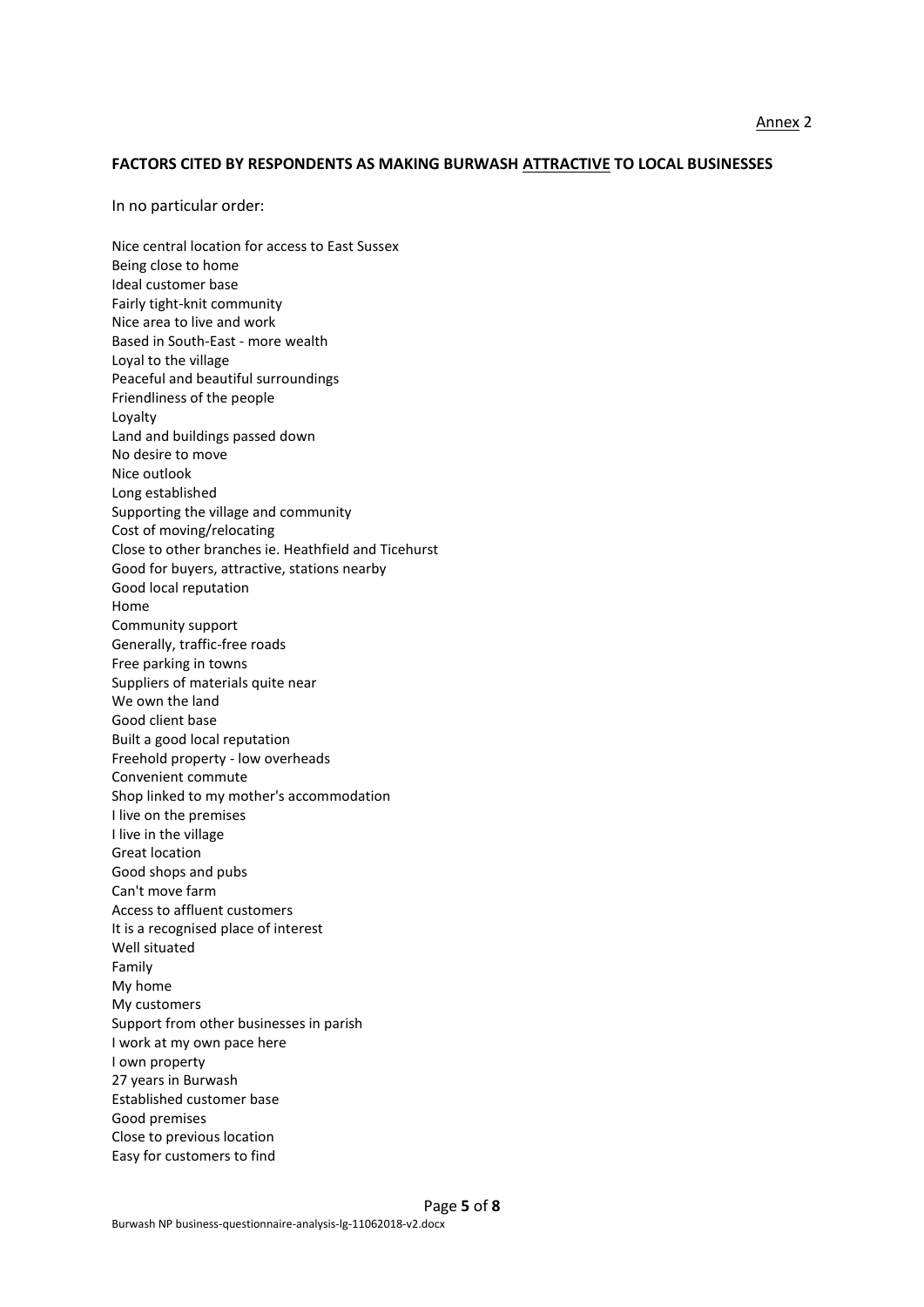Annex 2

## FACTORS CITED BY RESPONDENTS AS MAKING BURWASH ATTRACTIVE TO LOCAL BUSINESSES

In no particular order:

Nice central location for access to East Sussex
Being close to home
Ideal customer base
Fairly tight-knit community
Nice area to live and work
Based in South-East - more wealth
Loyal to the village
Peaceful and beautiful surroundings
Friendliness of the people
Loyalty
Land and buildings passed down
No desire to move
Nice outlook
Long established
Supporting the village and community
Cost of moving/relocating
Close to other branches ie. Heathfield and Ticehurst
Good for buyers, attractive, stations nearby
Good local reputation
Home
Community support
Generally, traffic-free roads
Free parking in towns
Suppliers of materials quite near
We own the land
Good client base
Built a good local reputation
Freehold property - low overheads
Convenient commute
Shop linked to my mother's accommodation
I live on the premises
I live in the village
Great location
Good shops and pubs
Can't move farm
Access to affluent customers
It is a recognised place of interest
Well situated
Family
My home
My customers
Support from other businesses in parish
I work at my own pace here
I own property
27 years in Burwash
Established customer base
Good premises
Close to previous location
Easy for customers to find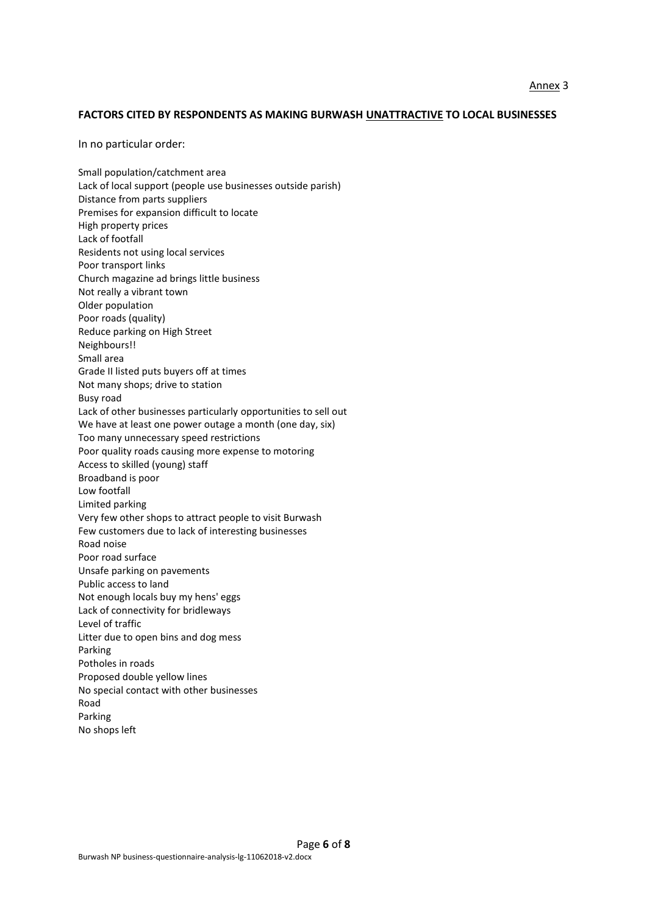Annex 3

## FACTORS CITED BY RESPONDENTS AS MAKING BURWASH UNATTRACTIVE TO LOCAL BUSINESSES

In no particular order:

Small population/catchment area
Lack of local support (people use businesses outside parish)
Distance from parts suppliers
Premises for expansion difficult to locate
High property prices
Lack of footfall
Residents not using local services
Poor transport links
Church magazine ad brings little business
Not really a vibrant town
Older population
Poor roads (quality)
Reduce parking on High Street
Neighbours!!
Small area
Grade II listed puts buyers off at times
Not many shops; drive to station
Busy road
Lack of other businesses particularly opportunities to sell out
We have at least one power outage a month (one day, six)
Too many unnecessary speed restrictions
Poor quality roads causing more expense to motoring
Access to skilled (young) staff
Broadband is poor
Low footfall
Limited parking
Very few other shops to attract people to visit Burwash
Few customers due to lack of interesting businesses
Road noise
Poor road surface
Unsafe parking on pavements
Public access to land
Not enough locals buy my hens' eggs
Lack of connectivity for bridleways
Level of traffic
Litter due to open bins and dog mess
Parking
Potholes in roads
Proposed double yellow lines
No special contact with other businesses
Road
Parking
No shops left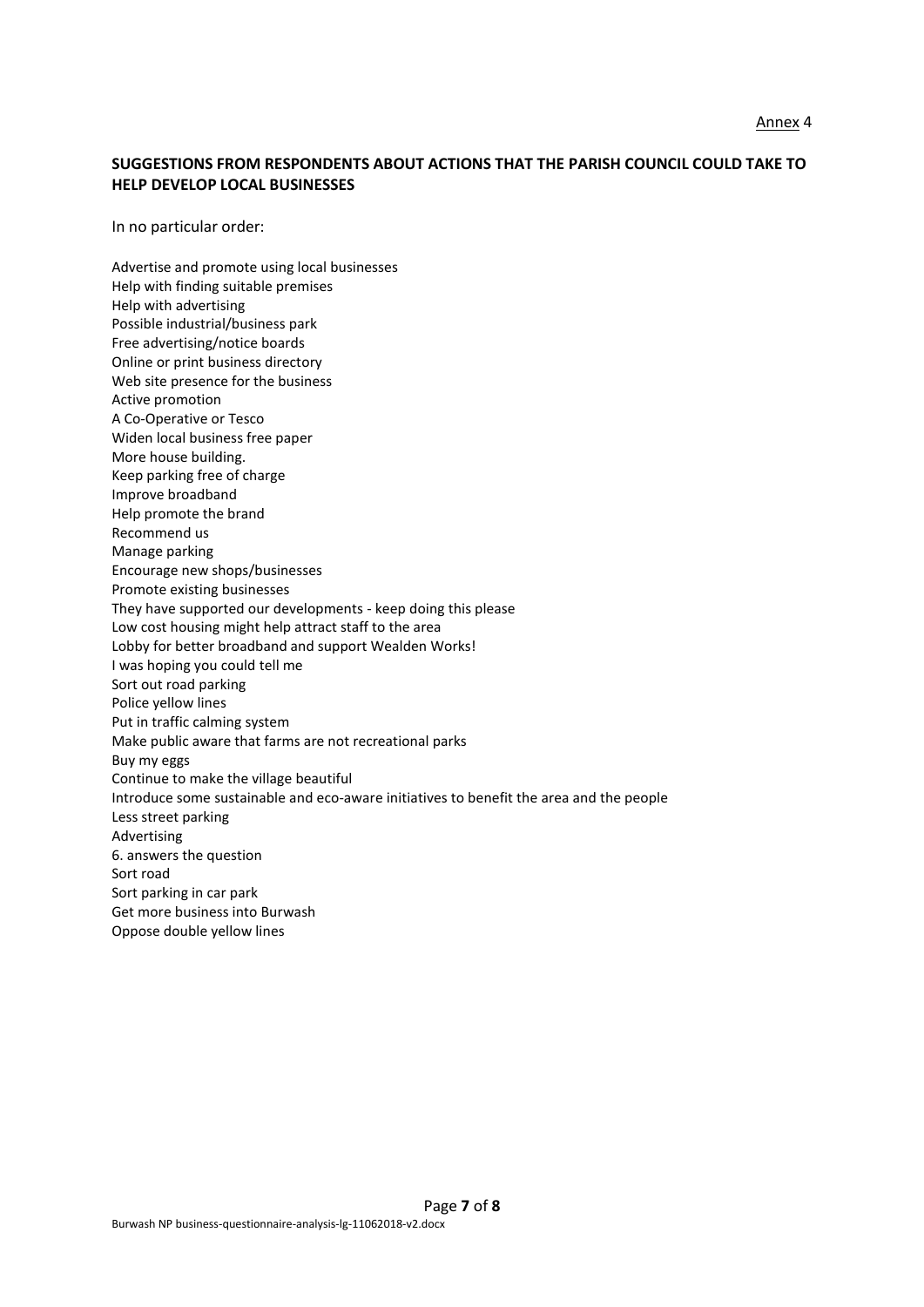Annex 4

## SUGGESTIONS FROM RESPONDENTS ABOUT ACTIONS THAT THE PARISH COUNCIL COULD TAKE TO HELP DEVELOP LOCAL BUSINESSES

In no particular order:

Advertise and promote using local businesses
Help with finding suitable premises
Help with advertising
Possible industrial/business park
Free advertising/notice boards
Online or print business directory
Web site presence for the business
Active promotion
A Co-Operative or Tesco
Widen local business free paper
More house building.
Keep parking free of charge
Improve broadband
Help promote the brand
Recommend us
Manage parking
Encourage new shops/businesses
Promote existing businesses
They have supported our developments - keep doing this please
Low cost housing might help attract staff to the area
Lobby for better broadband and support Wealden Works!
I was hoping you could tell me
Sort out road parking
Police yellow lines
Put in traffic calming system
Make public aware that farms are not recreational parks
Buy my eggs
Continue to make the village beautiful
Introduce some sustainable and eco-aware initiatives to benefit the area and the people
Less street parking
Advertising
6. answers the question
Sort road
Sort parking in car park
Get more business into Burwash
Oppose double yellow lines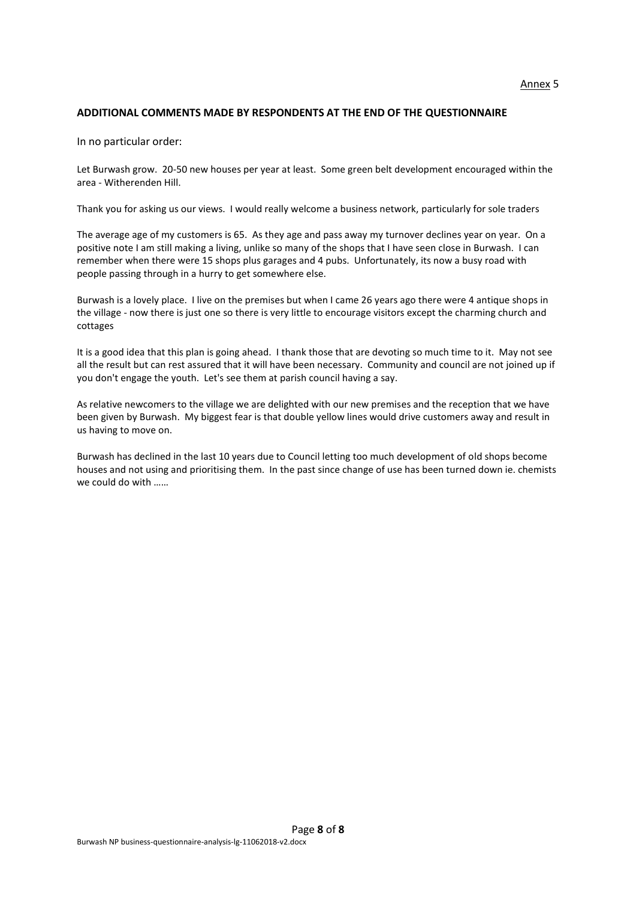Annex 5

## ADDITIONAL COMMENTS MADE BY RESPONDENTS AT THE END OF THE QUESTIONNAIRE

In no particular order:

Let Burwash grow. 20-50 new houses per year at least. Some green belt development encouraged within the area - Witherenden Hill.

Thank you for asking us our views. I would really welcome a business network, particularly for sole traders

The average age of my customers is 65. As they age and pass away my turnover declines year on year. On a positive note I am still making a living, unlike so many of the shops that I have seen close in Burwash. I can remember when there were 15 shops plus garages and 4 pubs. Unfortunately, its now a busy road with people passing through in a hurry to get somewhere else.

Burwash is a lovely place. I live on the premises but when I came 26 years ago there were 4 antique shops in the village - now there is just one so there is very little to encourage visitors except the charming church and cottages

It is a good idea that this plan is going ahead. I thank those that are devoting so much time to it. May not see all the result but can rest assured that it will have been necessary. Community and council are not joined up if you don't engage the youth. Let's see them at parish council having a say.

As relative newcomers to the village we are delighted with our new premises and the reception that we have been given by Burwash. My biggest fear is that double yellow lines would drive customers away and result in us having to move on.

Burwash has declined in the last 10 years due to Council letting too much development of old shops become houses and not using and prioritising them. In the past since change of use has been turned down ie. chemists we could do with ……